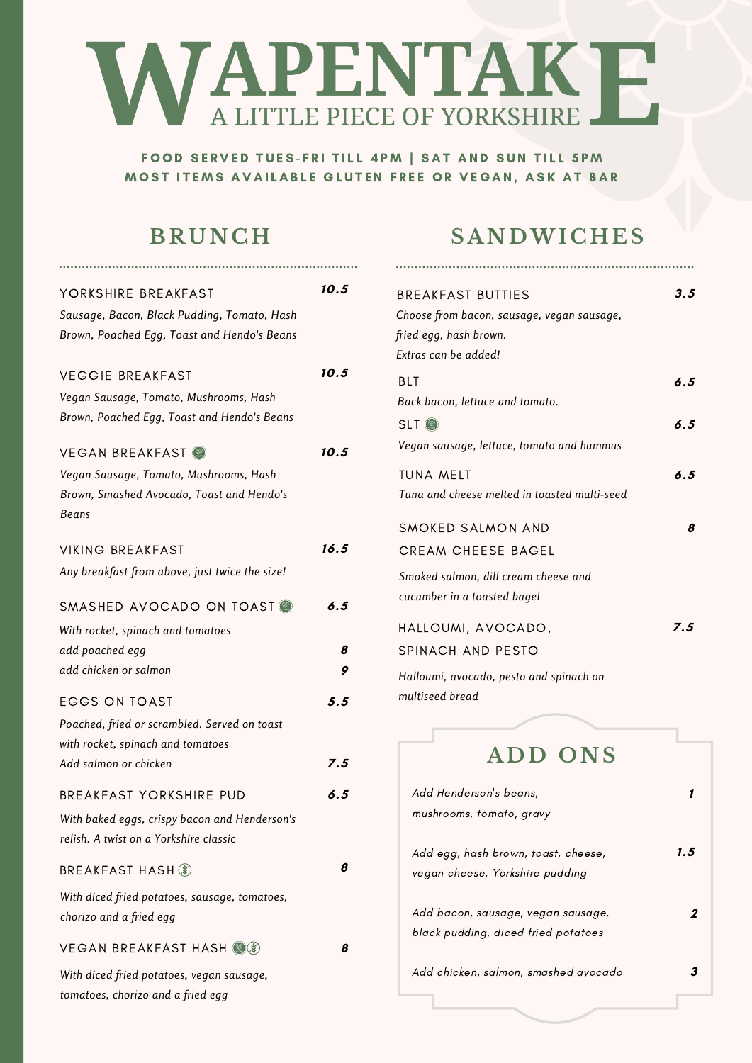# WAPENTAKE

A LITTLE PIECE OF YORKSHIRE

**FOOD SERVED TUES-FRI TILL 4PM | SAT AND SUN TILL 5PM**
**MOST ITEMS AVAILABLE GLUTEN FREE OR VEGAN, ASK AT BAR**

## BRUNCH

**YORKSHIRE BREAKFAST** — **10.5**
*Sausage, Bacon, Black Pudding, Tomato, Hash Brown, Poached Egg, Toast and Hendo's Beans*

**VEGGIE BREAKFAST** — **10.5**
*Vegan Sausage, Tomato, Mushrooms, Hash Brown, Poached Egg, Toast and Hendo's Beans*

**VEGAN BREAKFAST** — **10.5**
*Vegan Sausage, Tomato, Mushrooms, Hash Brown, Smashed Avocado, Toast and Hendo's Beans*

**VIKING BREAKFAST** — **16.5**
*Any breakfast from above, just twice the size!*

**SMASHED AVOCADO ON TOAST** — **6.5**
*With rocket, spinach and tomatoes*
*add poached egg* — **8**
*add chicken or salmon* — **9**

**EGGS ON TOAST** — **5.5**
*Poached, fried or scrambled. Served on toast with rocket, spinach and tomatoes*
*Add salmon or chicken* — **7.5**

**BREAKFAST YORKSHIRE PUD** — **6.5**
*With baked eggs, crispy bacon and Henderson's relish. A twist on a Yorkshire classic*

**BREAKFAST HASH** — **8**
*With diced fried potatoes, sausage, tomatoes, chorizo and a fried egg*

**VEGAN BREAKFAST HASH** — **8**
*With diced fried potatoes, vegan sausage, tomatoes, chorizo and a fried egg*

## SANDWICHES

**BREAKFAST BUTTIES** — **3.5**
*Choose from bacon, sausage, vegan sausage, fried egg, hash brown.*
*Extras can be added!*

**BLT** — **6.5**
*Back bacon, lettuce and tomato.*

**SLT** — **6.5**
*Vegan sausage, lettuce, tomato and hummus*

**TUNA MELT** — **6.5**
*Tuna and cheese melted in toasted multi-seed*

**SMOKED SALMON AND CREAM CHEESE BAGEL** — **8**
*Smoked salmon, dill cream cheese and cucumber in a toasted bagel*

**HALLOUMI, AVOCADO, SPINACH AND PESTO** — **7.5**
*Halloumi, avocado, pesto and spinach on multiseed bread*

## ADD ONS

*Add Henderson's beans, mushrooms, tomato, gravy* — **1**

*Add egg, hash brown, toast, cheese, vegan cheese, Yorkshire pudding* — **1.5**

*Add bacon, sausage, vegan sausage, black pudding, diced fried potatoes* — **2**

*Add chicken, salmon, smashed avocado* — **3**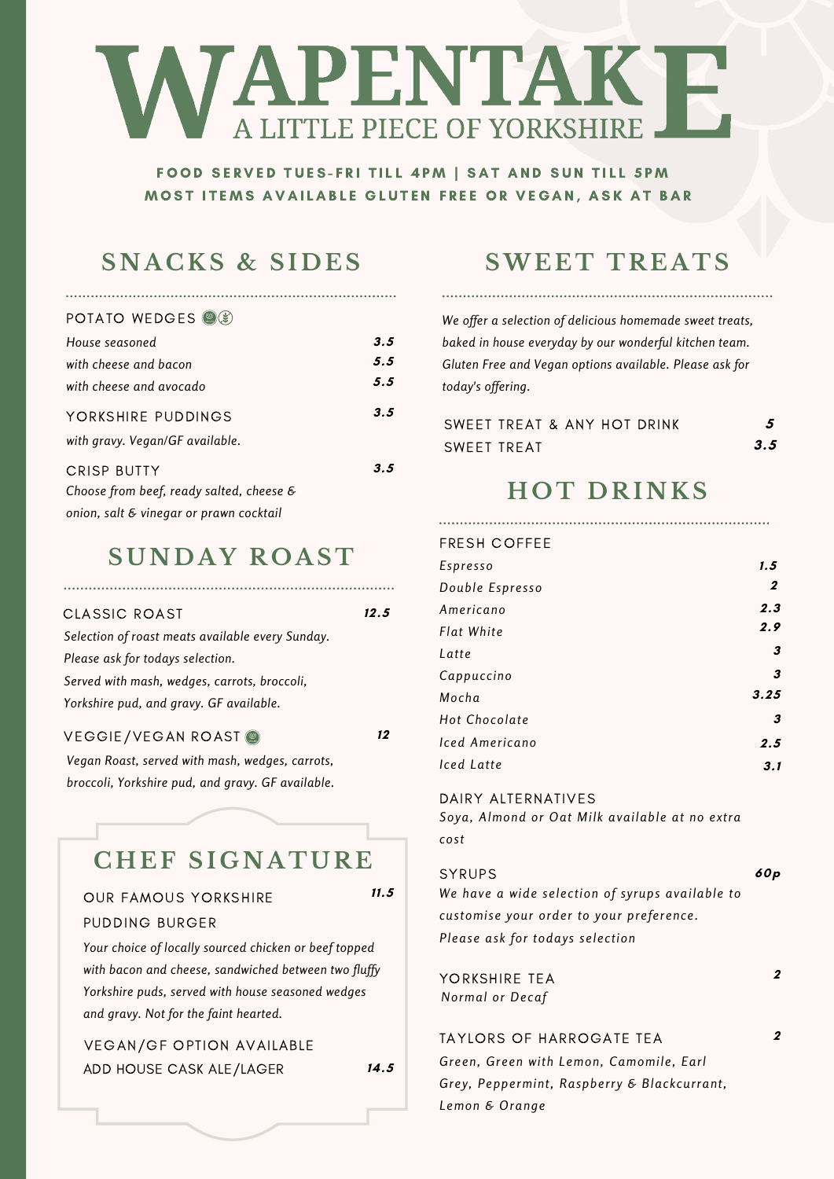# WAPENTAKE

A LITTLE PIECE OF YORKSHIRE

FOOD SERVED TUES-FRI TILL 4PM | SAT AND SUN TILL 5PM
MOST ITEMS AVAILABLE GLUTEN FREE OR VEGAN, ASK AT BAR

## SNACKS & SIDES

**POTATO WEDGES**

| | |
|---|---|
| *House seasoned* | 3.5 |
| *with cheese and bacon* | 5.5 |
| *with cheese and avocado* | 5.5 |

**YORKSHIRE PUDDINGS** — 3.5

*with gravy. Vegan/GF available.*

**CRISP BUTTY** — 3.5

*Choose from beef, ready salted, cheese & onion, salt & vinegar or prawn cocktail*

## SUNDAY ROAST

**CLASSIC ROAST** — 12.5

*Selection of roast meats available every Sunday. Please ask for todays selection. Served with mash, wedges, carrots, broccoli, Yorkshire pud, and gravy. GF available.*

**VEGGIE/VEGAN ROAST** — 12

*Vegan Roast, served with mash, wedges, carrots, broccoli, Yorkshire pud, and gravy. GF available.*

## CHEF SIGNATURE

**OUR FAMOUS YORKSHIRE PUDDING BURGER** — 11.5

*Your choice of locally sourced chicken or beef topped with bacon and cheese, sandwiched between two fluffy Yorkshire puds, served with house seasoned wedges and gravy. Not for the faint hearted.*

VEGAN/GF OPTION AVAILABLE

ADD HOUSE CASK ALE/LAGER — 14.5

## SWEET TREATS

*We offer a selection of delicious homemade sweet treats, baked in house everyday by our wonderful kitchen team. Gluten Free and Vegan options available. Please ask for today's offering.*

| | |
|---|---|
| SWEET TREAT & ANY HOT DRINK | 5 |
| SWEET TREAT | 3.5 |

## HOT DRINKS

**FRESH COFFEE**

| | |
|---|---|
| *Espresso* | 1.5 |
| *Double Espresso* | 2 |
| *Americano* | 2.3 |
| *Flat White* | 2.9 |
| *Latte* | 3 |
| *Cappuccino* | 3 |
| *Mocha* | 3.25 |
| *Hot Chocolate* | 3 |
| *Iced Americano* | 2.5 |
| *Iced Latte* | 3.1 |

**DAIRY ALTERNATIVES**

*Soya, Almond or Oat Milk available at no extra cost*

**SYRUPS** — 60p

*We have a wide selection of syrups available to customise your order to your preference. Please ask for todays selection*

**YORKSHIRE TEA** — 2

*Normal or Decaf*

**TAYLORS OF HARROGATE TEA** — 2

*Green, Green with Lemon, Camomile, Earl Grey, Peppermint, Raspberry & Blackcurrant, Lemon & Orange*